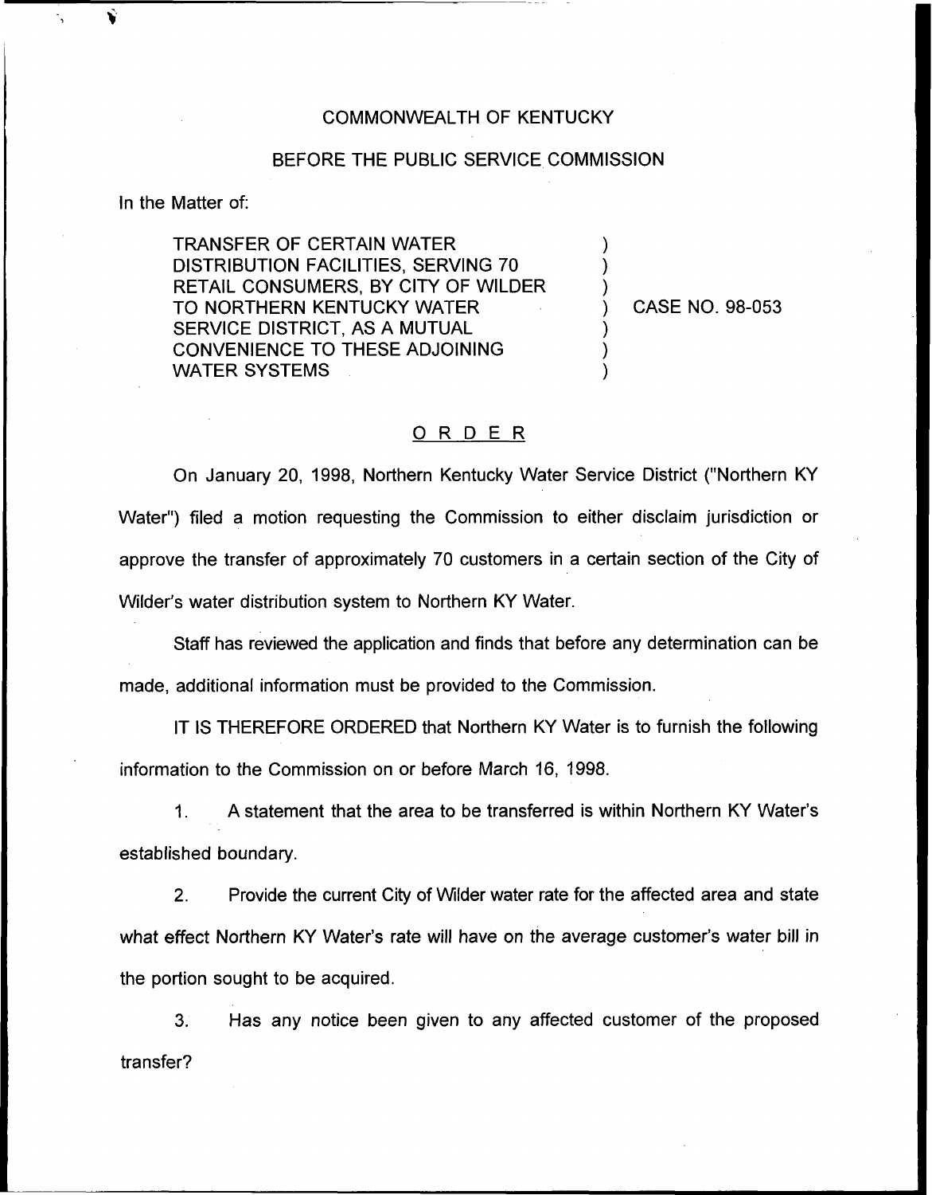COMMONWEALTH OF KENTUCKY

BEFORE THE PUBLIC SERVICE COMMISSION

In the Matter of:

TRANSFER OF CERTAIN WATER DISTRIBUTION FACILITIES, SERVING 70 RETAIL CONSUMERS, BY CITY OF WILDER TO NORTHERN KENTUCKY WATER SERVICE DISTRICT, AS A MUTUAL CONVENIENCE TO THESE ADJOINING WATER SYSTEMS ) CASE NO. 98-053

## ORDER

On January 20, 1998, Northern Kentucky Water Service District ("Northern KY Water") filed a motion requesting the Commission to either disclaim jurisdiction or approve the transfer of approximately 70 customers in a certain section of the City of Wilder's water distribution system to Northern KY Water.

Staff has reviewed the application and finds that before any determination can be made, additional information must be provided to the Commission.

IT IS THEREFORE ORDERED that Northern KY Water is to furnish the following information to the Commission on or before March 16, 1998.

1. A statement that the area to be transferred is within Northern KY Water's established boundary.

2. Provide the current City of Wilder water rate for the affected area and state what effect Northern KY Water's rate will have on the average customer's water bill in the portion sought to be acquired.

3. Has any notice been given to any affected customer of the proposed transfer?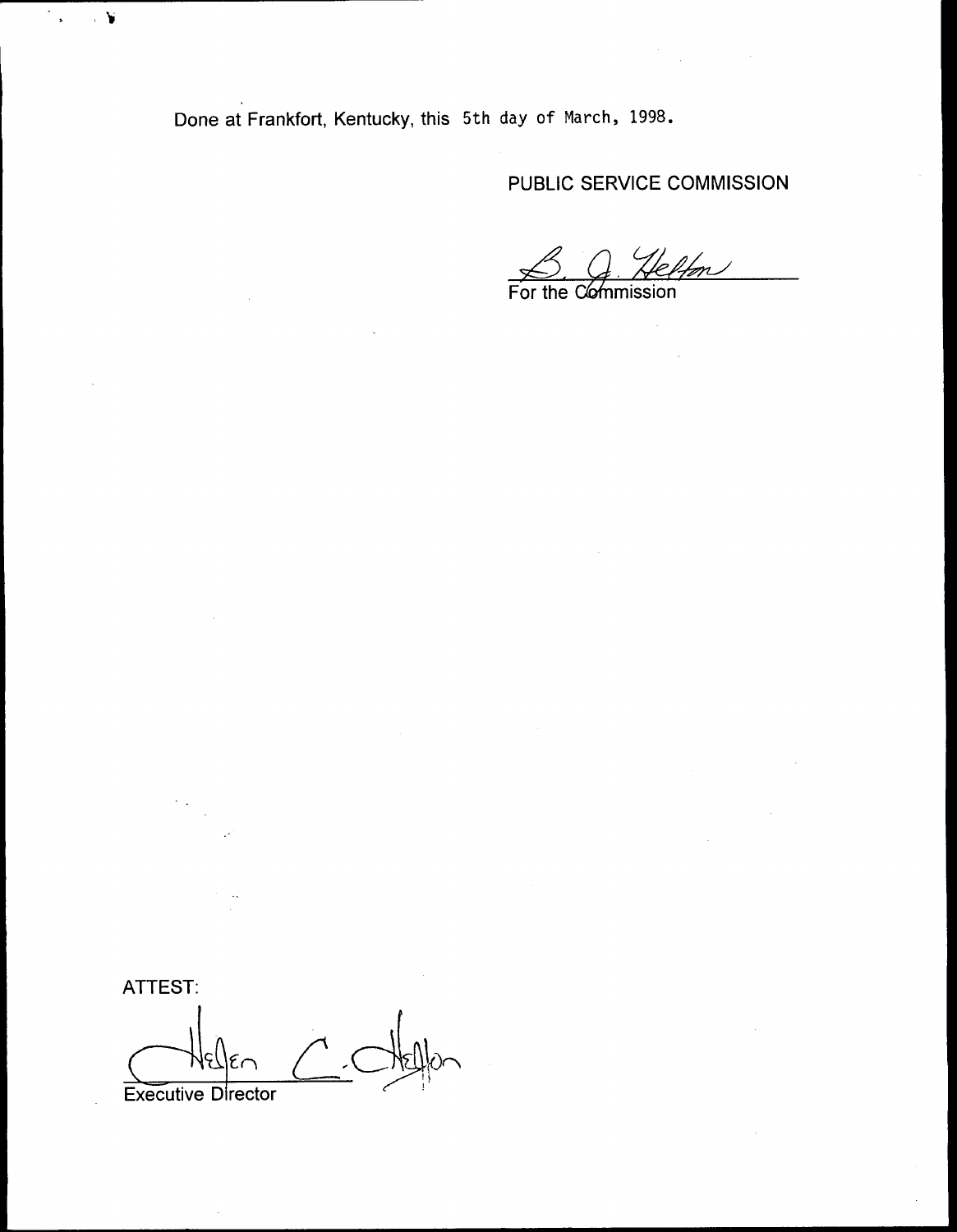Done at Frankfort, Kentucky, this 5th day of March, 1998.

PUBLIC SERVICE COMMISSION

For the Commission

ATTEST:

Executive Director